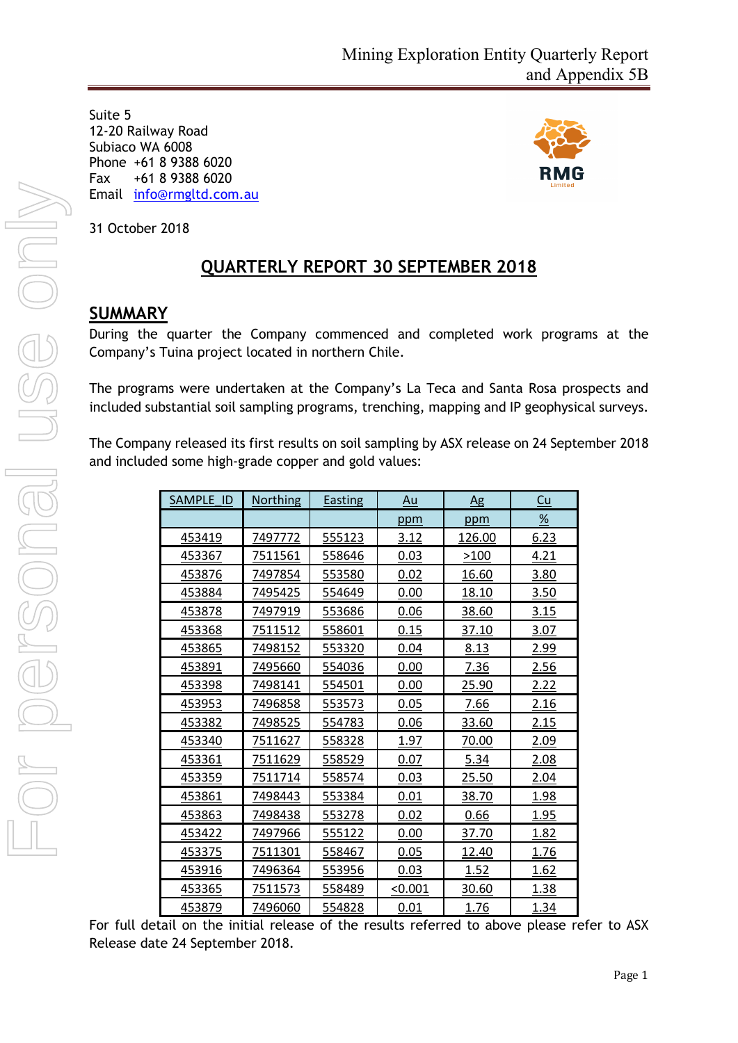Mining Exploration Entity Quarterly Report and Appendix 5B

Suite 5
12-20 Railway Road
Subiaco WA 6008
Phone +61 8 9388 6020
Fax +61 8 9388 6020
Email info@rmgltd.com.au

31 October 2018

# QUARTERLY REPORT 30 SEPTEMBER 2018

## SUMMARY

During the quarter the Company commenced and completed work programs at the Company's Tuina project located in northern Chile.

The programs were undertaken at the Company's La Teca and Santa Rosa prospects and included substantial soil sampling programs, trenching, mapping and IP geophysical surveys.

The Company released its first results on soil sampling by ASX release on 24 September 2018 and included some high-grade copper and gold values:

| SAMPLE_ID | Northing | Easting | Au | Ag | Cu |
|---|---|---|---|---|---|
| | | | ppm | ppm | % |
| 453419 | 7497772 | 555123 | 3.12 | 126.00 | 6.23 |
| 453367 | 7511561 | 558646 | 0.03 | >100 | 4.21 |
| 453876 | 7497854 | 553580 | 0.02 | 16.60 | 3.80 |
| 453884 | 7495425 | 554649 | 0.00 | 18.10 | 3.50 |
| 453878 | 7497919 | 553686 | 0.06 | 38.60 | 3.15 |
| 453368 | 7511512 | 558601 | 0.15 | 37.10 | 3.07 |
| 453865 | 7498152 | 553320 | 0.04 | 8.13 | 2.99 |
| 453891 | 7495660 | 554036 | 0.00 | 7.36 | 2.56 |
| 453398 | 7498141 | 554501 | 0.00 | 25.90 | 2.22 |
| 453953 | 7496858 | 553573 | 0.05 | 7.66 | 2.16 |
| 453382 | 7498525 | 554783 | 0.06 | 33.60 | 2.15 |
| 453340 | 7511627 | 558328 | 1.97 | 70.00 | 2.09 |
| 453361 | 7511629 | 558529 | 0.07 | 5.34 | 2.08 |
| 453359 | 7511714 | 558574 | 0.03 | 25.50 | 2.04 |
| 453861 | 7498443 | 553384 | 0.01 | 38.70 | 1.98 |
| 453863 | 7498438 | 553278 | 0.02 | 0.66 | 1.95 |
| 453422 | 7497966 | 555122 | 0.00 | 37.70 | 1.82 |
| 453375 | 7511301 | 558467 | 0.05 | 12.40 | 1.76 |
| 453916 | 7496364 | 553956 | 0.03 | 1.52 | 1.62 |
| 453365 | 7511573 | 558489 | <0.001 | 30.60 | 1.38 |
| 453879 | 7496060 | 554828 | 0.01 | 1.76 | 1.34 |

For full detail on the initial release of the results referred to above please refer to ASX Release date 24 September 2018.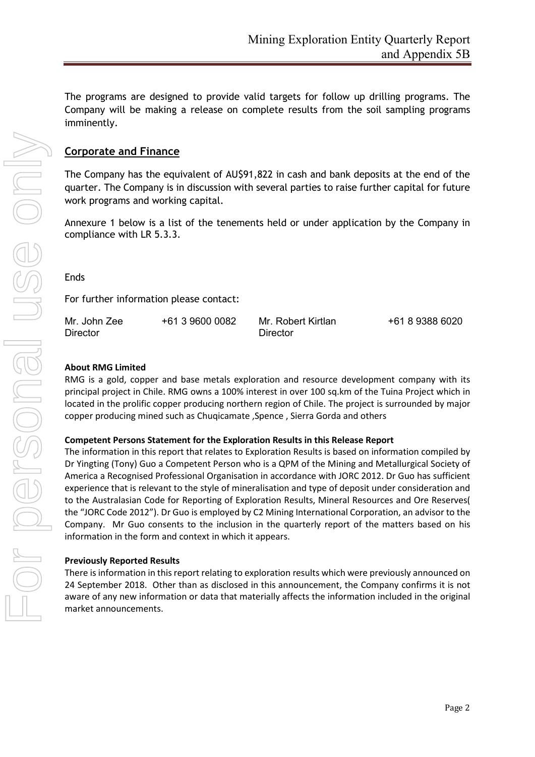The programs are designed to provide valid targets for follow up drilling programs. The Company will be making a release on complete results from the soil sampling programs imminently.

## Corporate and Finance

The Company has the equivalent of AU$91,822 in cash and bank deposits at the end of the quarter. The Company is in discussion with several parties to raise further capital for future work programs and working capital.

Annexure 1 below is a list of the tenements held or under application by the Company in compliance with LR 5.3.3.

Ends

For further information please contact:

| | | | |
|---|---|---|---|
| Mr. John Zee<br>Director | +61 3 9600 0082 | Mr. Robert Kirtlan<br>Director | +61 8 9388 6020 |

**About RMG Limited**

RMG is a gold, copper and base metals exploration and resource development company with its principal project in Chile. RMG owns a 100% interest in over 100 sq.km of the Tuina Project which in located in the prolific copper producing northern region of Chile. The project is surrounded by major copper producing mined such as Chuqicamate ,Spence , Sierra Gorda and others

**Competent Persons Statement for the Exploration Results in this Release Report**

The information in this report that relates to Exploration Results is based on information compiled by Dr Yingting (Tony) Guo a Competent Person who is a QPM of the Mining and Metallurgical Society of America a Recognised Professional Organisation in accordance with JORC 2012. Dr Guo has sufficient experience that is relevant to the style of mineralisation and type of deposit under consideration and to the Australasian Code for Reporting of Exploration Results, Mineral Resources and Ore Reserves( the "JORC Code 2012"). Dr Guo is employed by C2 Mining International Corporation, an advisor to the Company. Mr Guo consents to the inclusion in the quarterly report of the matters based on his information in the form and context in which it appears.

**Previously Reported Results**

There is information in this report relating to exploration results which were previously announced on 24 September 2018. Other than as disclosed in this announcement, the Company confirms it is not aware of any new information or data that materially affects the information included in the original market announcements.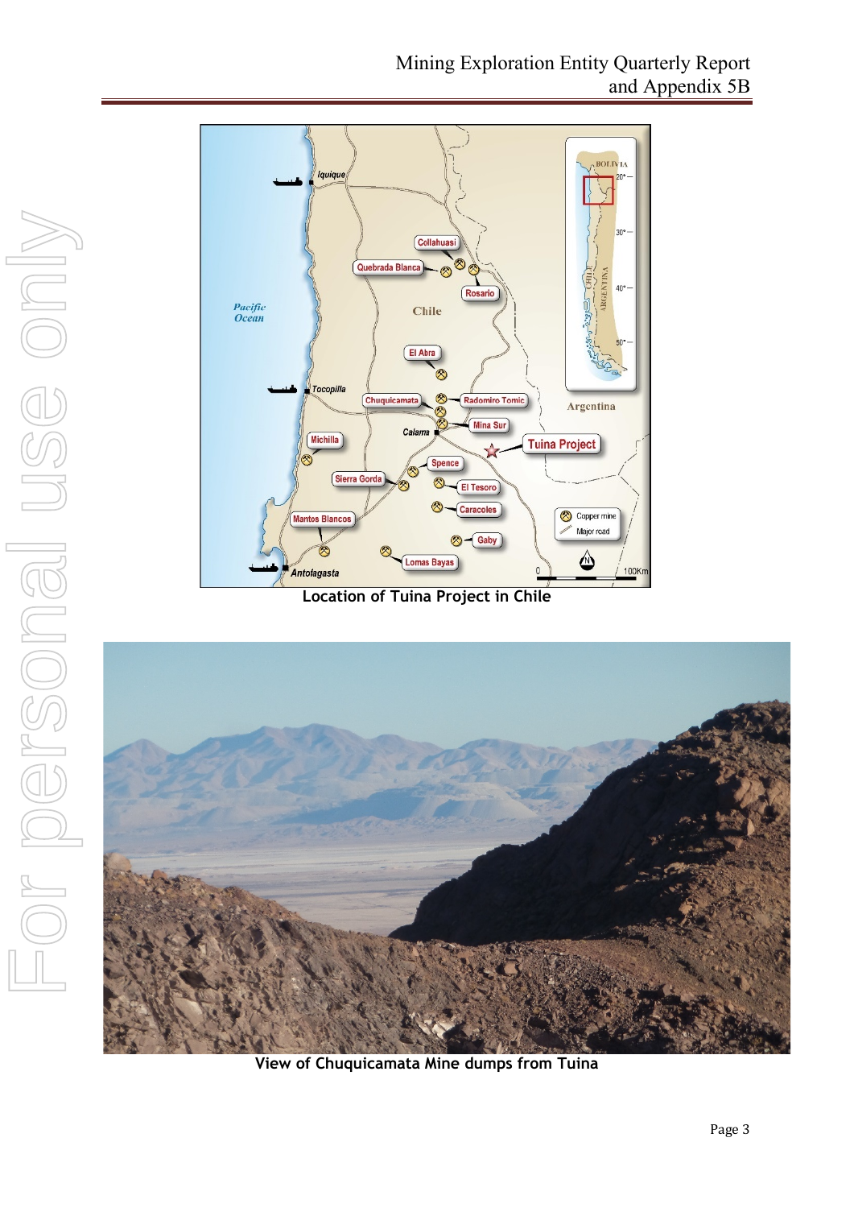Location of Tuina Project in Chile

View of Chuquicamata Mine dumps from Tuina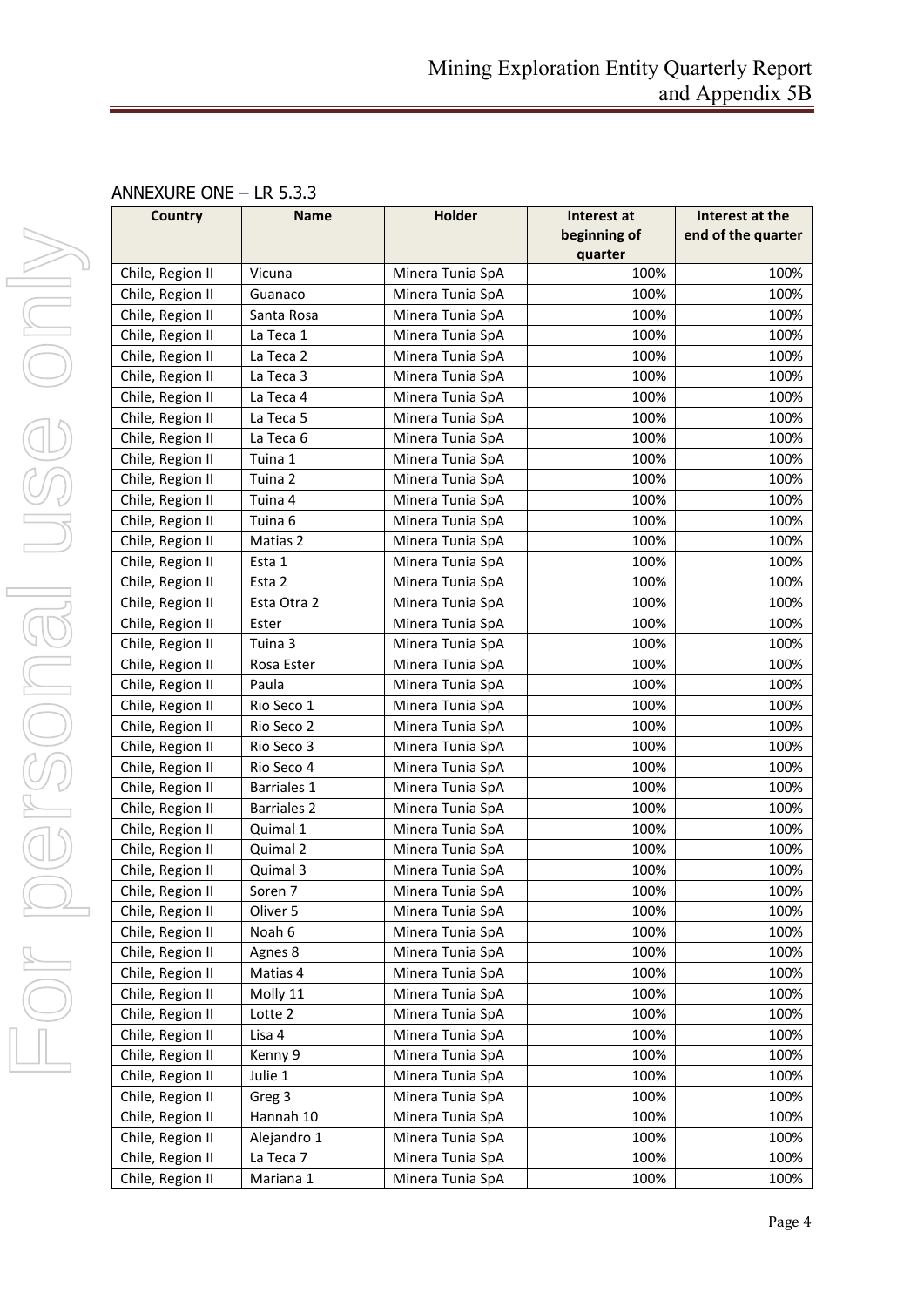## ANNEXURE ONE – LR 5.3.3

| Country | Name | Holder | Interest at beginning of quarter | Interest at the end of the quarter |
|---|---|---|---|---|
| Chile, Region II | Vicuna | Minera Tunia SpA | 100% | 100% |
| Chile, Region II | Guanaco | Minera Tunia SpA | 100% | 100% |
| Chile, Region II | Santa Rosa | Minera Tunia SpA | 100% | 100% |
| Chile, Region II | La Teca 1 | Minera Tunia SpA | 100% | 100% |
| Chile, Region II | La Teca 2 | Minera Tunia SpA | 100% | 100% |
| Chile, Region II | La Teca 3 | Minera Tunia SpA | 100% | 100% |
| Chile, Region II | La Teca 4 | Minera Tunia SpA | 100% | 100% |
| Chile, Region II | La Teca 5 | Minera Tunia SpA | 100% | 100% |
| Chile, Region II | La Teca 6 | Minera Tunia SpA | 100% | 100% |
| Chile, Region II | Tuina 1 | Minera Tunia SpA | 100% | 100% |
| Chile, Region II | Tuina 2 | Minera Tunia SpA | 100% | 100% |
| Chile, Region II | Tuina 4 | Minera Tunia SpA | 100% | 100% |
| Chile, Region II | Tuina 6 | Minera Tunia SpA | 100% | 100% |
| Chile, Region II | Matias 2 | Minera Tunia SpA | 100% | 100% |
| Chile, Region II | Esta 1 | Minera Tunia SpA | 100% | 100% |
| Chile, Region II | Esta 2 | Minera Tunia SpA | 100% | 100% |
| Chile, Region II | Esta Otra 2 | Minera Tunia SpA | 100% | 100% |
| Chile, Region II | Ester | Minera Tunia SpA | 100% | 100% |
| Chile, Region II | Tuina 3 | Minera Tunia SpA | 100% | 100% |
| Chile, Region II | Rosa Ester | Minera Tunia SpA | 100% | 100% |
| Chile, Region II | Paula | Minera Tunia SpA | 100% | 100% |
| Chile, Region II | Rio Seco 1 | Minera Tunia SpA | 100% | 100% |
| Chile, Region II | Rio Seco 2 | Minera Tunia SpA | 100% | 100% |
| Chile, Region II | Rio Seco 3 | Minera Tunia SpA | 100% | 100% |
| Chile, Region II | Rio Seco 4 | Minera Tunia SpA | 100% | 100% |
| Chile, Region II | Barriales 1 | Minera Tunia SpA | 100% | 100% |
| Chile, Region II | Barriales 2 | Minera Tunia SpA | 100% | 100% |
| Chile, Region II | Quimal 1 | Minera Tunia SpA | 100% | 100% |
| Chile, Region II | Quimal 2 | Minera Tunia SpA | 100% | 100% |
| Chile, Region II | Quimal 3 | Minera Tunia SpA | 100% | 100% |
| Chile, Region II | Soren 7 | Minera Tunia SpA | 100% | 100% |
| Chile, Region II | Oliver 5 | Minera Tunia SpA | 100% | 100% |
| Chile, Region II | Noah 6 | Minera Tunia SpA | 100% | 100% |
| Chile, Region II | Agnes 8 | Minera Tunia SpA | 100% | 100% |
| Chile, Region II | Matias 4 | Minera Tunia SpA | 100% | 100% |
| Chile, Region II | Molly 11 | Minera Tunia SpA | 100% | 100% |
| Chile, Region II | Lotte 2 | Minera Tunia SpA | 100% | 100% |
| Chile, Region II | Lisa 4 | Minera Tunia SpA | 100% | 100% |
| Chile, Region II | Kenny 9 | Minera Tunia SpA | 100% | 100% |
| Chile, Region II | Julie 1 | Minera Tunia SpA | 100% | 100% |
| Chile, Region II | Greg 3 | Minera Tunia SpA | 100% | 100% |
| Chile, Region II | Hannah 10 | Minera Tunia SpA | 100% | 100% |
| Chile, Region II | Alejandro 1 | Minera Tunia SpA | 100% | 100% |
| Chile, Region II | La Teca 7 | Minera Tunia SpA | 100% | 100% |
| Chile, Region II | Mariana 1 | Minera Tunia SpA | 100% | 100% |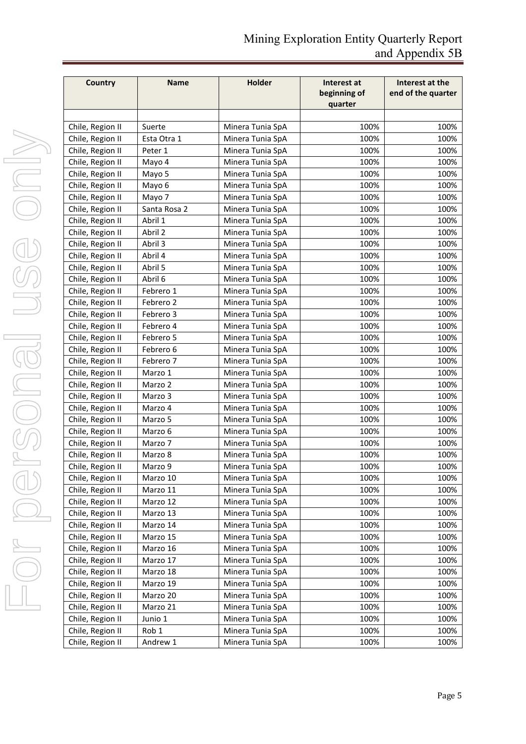| Country | Name | Holder | Interest at beginning of quarter | Interest at the end of the quarter |
|---|---|---|---|---|
| | | | | |
| Chile, Region II | Suerte | Minera Tunia SpA | 100% | 100% |
| Chile, Region II | Esta Otra 1 | Minera Tunia SpA | 100% | 100% |
| Chile, Region II | Peter 1 | Minera Tunia SpA | 100% | 100% |
| Chile, Region II | Mayo 4 | Minera Tunia SpA | 100% | 100% |
| Chile, Region II | Mayo 5 | Minera Tunia SpA | 100% | 100% |
| Chile, Region II | Mayo 6 | Minera Tunia SpA | 100% | 100% |
| Chile, Region II | Mayo 7 | Minera Tunia SpA | 100% | 100% |
| Chile, Region II | Santa Rosa 2 | Minera Tunia SpA | 100% | 100% |
| Chile, Region II | Abril 1 | Minera Tunia SpA | 100% | 100% |
| Chile, Region II | Abril 2 | Minera Tunia SpA | 100% | 100% |
| Chile, Region II | Abril 3 | Minera Tunia SpA | 100% | 100% |
| Chile, Region II | Abril 4 | Minera Tunia SpA | 100% | 100% |
| Chile, Region II | Abril 5 | Minera Tunia SpA | 100% | 100% |
| Chile, Region II | Abril 6 | Minera Tunia SpA | 100% | 100% |
| Chile, Region II | Febrero 1 | Minera Tunia SpA | 100% | 100% |
| Chile, Region II | Febrero 2 | Minera Tunia SpA | 100% | 100% |
| Chile, Region II | Febrero 3 | Minera Tunia SpA | 100% | 100% |
| Chile, Region II | Febrero 4 | Minera Tunia SpA | 100% | 100% |
| Chile, Region II | Febrero 5 | Minera Tunia SpA | 100% | 100% |
| Chile, Region II | Febrero 6 | Minera Tunia SpA | 100% | 100% |
| Chile, Region II | Febrero 7 | Minera Tunia SpA | 100% | 100% |
| Chile, Region II | Marzo 1 | Minera Tunia SpA | 100% | 100% |
| Chile, Region II | Marzo 2 | Minera Tunia SpA | 100% | 100% |
| Chile, Region II | Marzo 3 | Minera Tunia SpA | 100% | 100% |
| Chile, Region II | Marzo 4 | Minera Tunia SpA | 100% | 100% |
| Chile, Region II | Marzo 5 | Minera Tunia SpA | 100% | 100% |
| Chile, Region II | Marzo 6 | Minera Tunia SpA | 100% | 100% |
| Chile, Region II | Marzo 7 | Minera Tunia SpA | 100% | 100% |
| Chile, Region II | Marzo 8 | Minera Tunia SpA | 100% | 100% |
| Chile, Region II | Marzo 9 | Minera Tunia SpA | 100% | 100% |
| Chile, Region II | Marzo 10 | Minera Tunia SpA | 100% | 100% |
| Chile, Region II | Marzo 11 | Minera Tunia SpA | 100% | 100% |
| Chile, Region II | Marzo 12 | Minera Tunia SpA | 100% | 100% |
| Chile, Region II | Marzo 13 | Minera Tunia SpA | 100% | 100% |
| Chile, Region II | Marzo 14 | Minera Tunia SpA | 100% | 100% |
| Chile, Region II | Marzo 15 | Minera Tunia SpA | 100% | 100% |
| Chile, Region II | Marzo 16 | Minera Tunia SpA | 100% | 100% |
| Chile, Region II | Marzo 17 | Minera Tunia SpA | 100% | 100% |
| Chile, Region II | Marzo 18 | Minera Tunia SpA | 100% | 100% |
| Chile, Region II | Marzo 19 | Minera Tunia SpA | 100% | 100% |
| Chile, Region II | Marzo 20 | Minera Tunia SpA | 100% | 100% |
| Chile, Region II | Marzo 21 | Minera Tunia SpA | 100% | 100% |
| Chile, Region II | Junio 1 | Minera Tunia SpA | 100% | 100% |
| Chile, Region II | Rob 1 | Minera Tunia SpA | 100% | 100% |
| Chile, Region II | Andrew 1 | Minera Tunia SpA | 100% | 100% |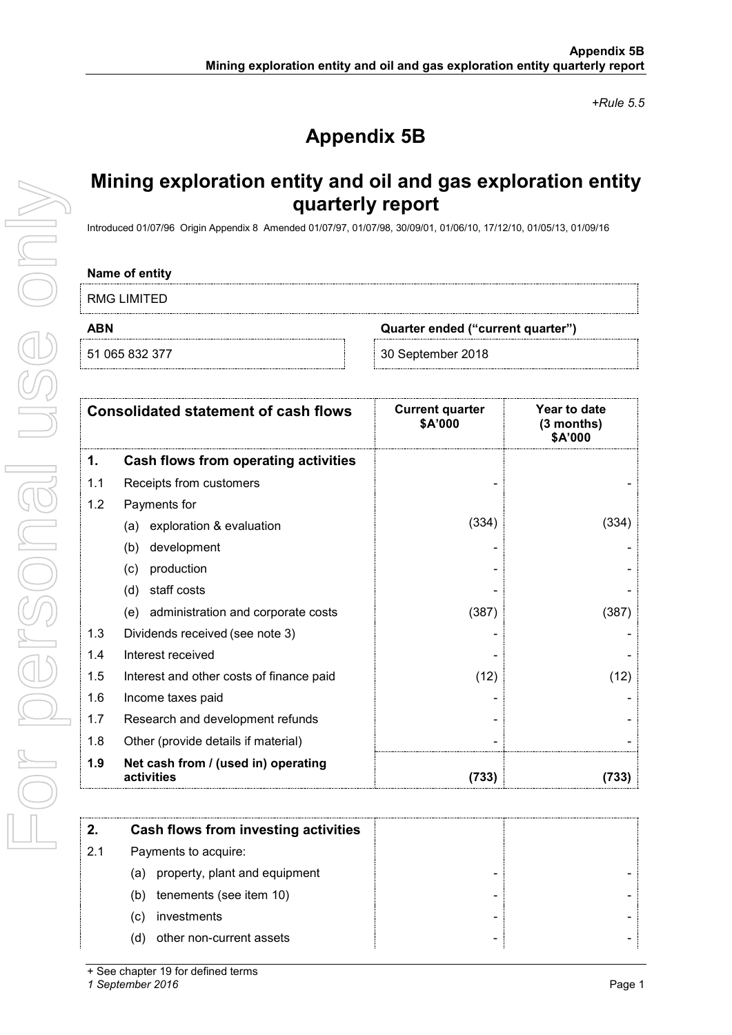*+Rule 5.5*

# Appendix 5B

## Mining exploration entity and oil and gas exploration entity quarterly report

Introduced 01/07/96 Origin Appendix 8 Amended 01/07/97, 01/07/98, 30/09/01, 01/06/10, 17/12/10, 01/05/13, 01/09/16

| Name of entity | |
|---|---|
| RMG LIMITED | |
| **ABN** | **Quarter ended ("current quarter")** |
| 51 065 832 377 | 30 September 2018 |

| | Consolidated statement of cash flows | Current quarter $A'000 | Year to date (3 months) $A'000 |
|---|---|---|---|
| **1.** | **Cash flows from operating activities** | | |
| 1.1 | Receipts from customers | - | - |
| 1.2 | Payments for | | |
| | (a) exploration & evaluation | (334) | (334) |
| | (b) development | - | - |
| | (c) production | - | - |
| | (d) staff costs | - | - |
| | (e) administration and corporate costs | (387) | (387) |
| 1.3 | Dividends received (see note 3) | - | - |
| 1.4 | Interest received | - | - |
| 1.5 | Interest and other costs of finance paid | (12) | (12) |
| 1.6 | Income taxes paid | - | - |
| 1.7 | Research and development refunds | - | - |
| 1.8 | Other (provide details if material) | - | - |
| **1.9** | **Net cash from / (used in) operating activities** | **(733)** | **(733)** |

| | | | |
|---|---|---|---|
| **2.** | **Cash flows from investing activities** | | |
| 2.1 | Payments to acquire: | | |
| | (a) property, plant and equipment | - | - |
| | (b) tenements (see item 10) | - | - |
| | (c) investments | - | - |
| | (d) other non-current assets | - | - |

+ See chapter 19 for defined terms
*1 September 2016*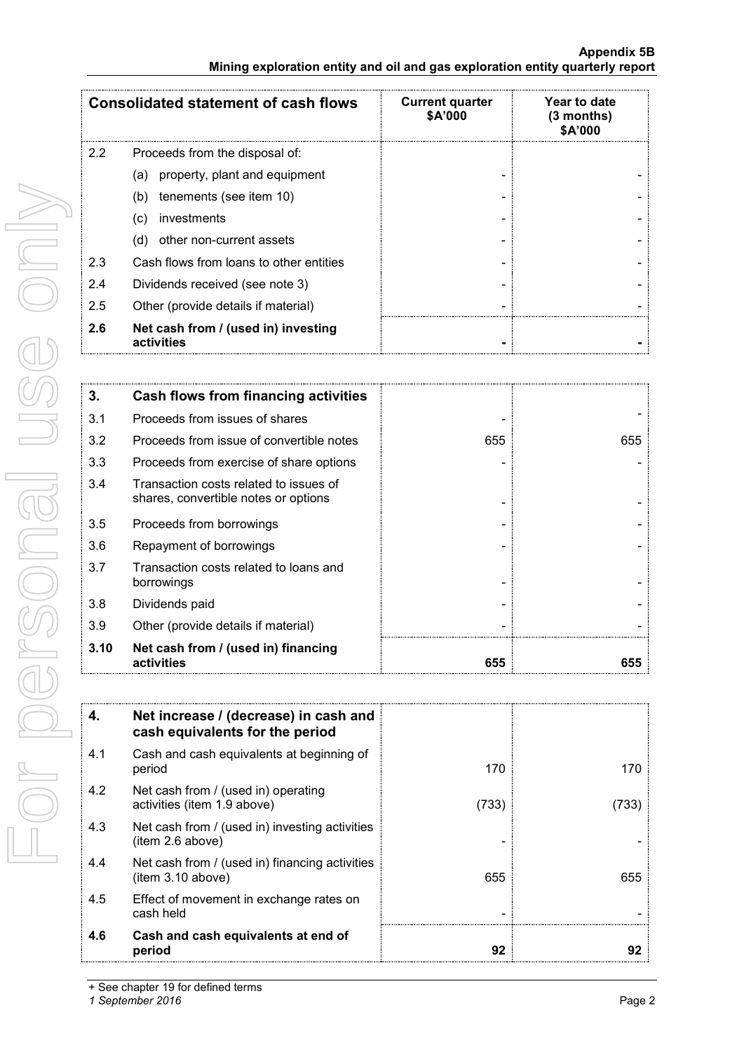| Consolidated statement of cash flows | | Current quarter $A'000 | Year to date (3 months) $A'000 |
|---|---|---|---|
| 2.2 | Proceeds from the disposal of: | | |
| | (a) property, plant and equipment | - | - |
| | (b) tenements (see item 10) | - | - |
| | (c) investments | - | - |
| | (d) other non-current assets | - | - |
| 2.3 | Cash flows from loans to other entities | - | - |
| 2.4 | Dividends received (see note 3) | - | - |
| 2.5 | Other (provide details if material) | - | - |
| **2.6** | **Net cash from / (used in) investing activities** | **-** | **-** |

| **3.** | **Cash flows from financing activities** | | |
|---|---|---|---|
| 3.1 | Proceeds from issues of shares | - | - |
| 3.2 | Proceeds from issue of convertible notes | 655 | 655 |
| 3.3 | Proceeds from exercise of share options | - | - |
| 3.4 | Transaction costs related to issues of shares, convertible notes or options | - | - |
| 3.5 | Proceeds from borrowings | - | - |
| 3.6 | Repayment of borrowings | - | - |
| 3.7 | Transaction costs related to loans and borrowings | - | - |
| 3.8 | Dividends paid | - | - |
| 3.9 | Other (provide details if material) | - | - |
| **3.10** | **Net cash from / (used in) financing activities** | **655** | **655** |

| **4.** | **Net increase / (decrease) in cash and cash equivalents for the period** | | |
|---|---|---|---|
| 4.1 | Cash and cash equivalents at beginning of period | 170 | 170 |
| 4.2 | Net cash from / (used in) operating activities (item 1.9 above) | (733) | (733) |
| 4.3 | Net cash from / (used in) investing activities (item 2.6 above) | - | - |
| 4.4 | Net cash from / (used in) financing activities (item 3.10 above) | 655 | 655 |
| 4.5 | Effect of movement in exchange rates on cash held | - | - |
| **4.6** | **Cash and cash equivalents at end of period** | **92** | **92** |

+ See chapter 19 for defined terms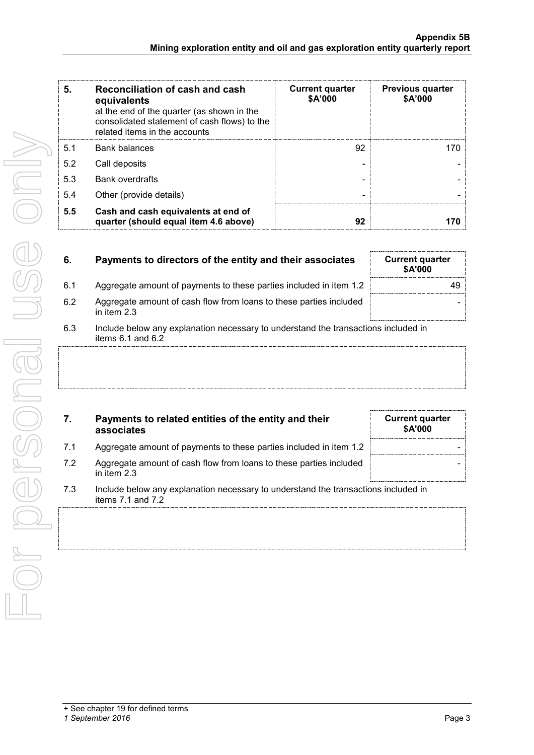| 5. | Reconciliation of cash and cash equivalents at the end of the quarter (as shown in the consolidated statement of cash flows) to the related items in the accounts | Current quarter $A'000 | Previous quarter $A'000 |
|---|---|---|---|
| 5.1 | Bank balances | 92 | 170 |
| 5.2 | Call deposits | - | - |
| 5.3 | Bank overdrafts | - | - |
| 5.4 | Other (provide details) | - | - |
| **5.5** | **Cash and cash equivalents at end of quarter (should equal item 4.6 above)** | **92** | **170** |

| 6. | Payments to directors of the entity and their associates | Current quarter $A'000 |
|---|---|---|
| 6.1 | Aggregate amount of payments to these parties included in item 1.2 | 49 |
| 6.2 | Aggregate amount of cash flow from loans to these parties included in item 2.3 | - |

6.3 Include below any explanation necessary to understand the transactions included in items 6.1 and 6.2

| 7. | Payments to related entities of the entity and their associates | Current quarter $A'000 |
|---|---|---|
| 7.1 | Aggregate amount of payments to these parties included in item 1.2 | - |
| 7.2 | Aggregate amount of cash flow from loans to these parties included in item 2.3 | - |

7.3 Include below any explanation necessary to understand the transactions included in items 7.1 and 7.2

+ See chapter 19 for defined terms
*1 September 2016*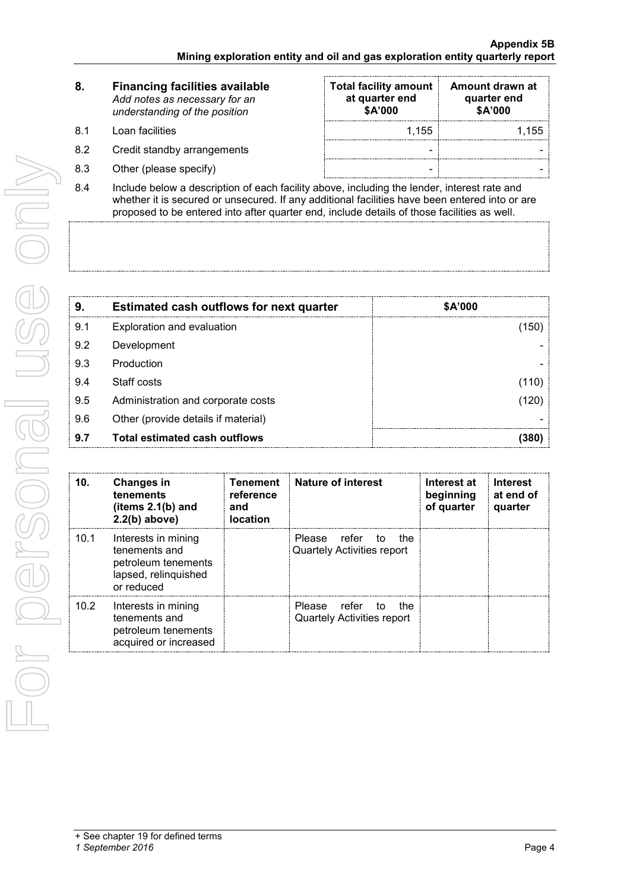| 8. | Financing facilities available *Add notes as necessary for an understanding of the position* | Total facility amount at quarter end \$A'000 | Amount drawn at quarter end \$A'000 |
|---|---|---|---|
| 8.1 | Loan facilities | 1,155 | 1,155 |
| 8.2 | Credit standby arrangements | - | - |
| 8.3 | Other (please specify) | - | - |

8.4 Include below a description of each facility above, including the lender, interest rate and whether it is secured or unsecured. If any additional facilities have been entered into or are proposed to be entered into after quarter end, include details of those facilities as well.

| 9. | Estimated cash outflows for next quarter | \$A'000 |
|---|---|---|
| 9.1 | Exploration and evaluation | (150) |
| 9.2 | Development | - |
| 9.3 | Production | - |
| 9.4 | Staff costs | (110) |
| 9.5 | Administration and corporate costs | (120) |
| 9.6 | Other (provide details if material) | - |
| **9.7** | **Total estimated cash outflows** | **(380)** |

| 10. | Changes in tenements (items 2.1(b) and 2.2(b) above) | Tenement reference and location | Nature of interest | Interest at beginning of quarter | Interest at end of quarter |
|---|---|---|---|---|---|
| 10.1 | Interests in mining tenements and petroleum tenements lapsed, relinquished or reduced | | Please refer to the Quartely Activities report | | |
| 10.2 | Interests in mining tenements and petroleum tenements acquired or increased | | Please refer to the Quartely Activities report | | |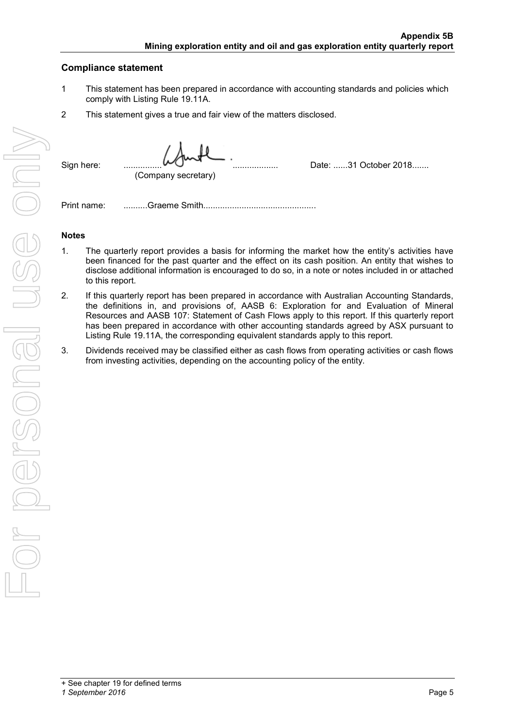## Compliance statement

1 This statement has been prepared in accordance with accounting standards and policies which comply with Listing Rule 19.11A.

2 This statement gives a true and fair view of the matters disclosed.

Sign here: ................ .................. Date: ......31 October 2018.......
(Company secretary)

Print name: ..........Graeme Smith..............................................

**Notes**

1. The quarterly report provides a basis for informing the market how the entity's activities have been financed for the past quarter and the effect on its cash position. An entity that wishes to disclose additional information is encouraged to do so, in a note or notes included in or attached to this report.
2. If this quarterly report has been prepared in accordance with Australian Accounting Standards, the definitions in, and provisions of, AASB 6: Exploration for and Evaluation of Mineral Resources and AASB 107: Statement of Cash Flows apply to this report. If this quarterly report has been prepared in accordance with other accounting standards agreed by ASX pursuant to Listing Rule 19.11A, the corresponding equivalent standards apply to this report.
3. Dividends received may be classified either as cash flows from operating activities or cash flows from investing activities, depending on the accounting policy of the entity.